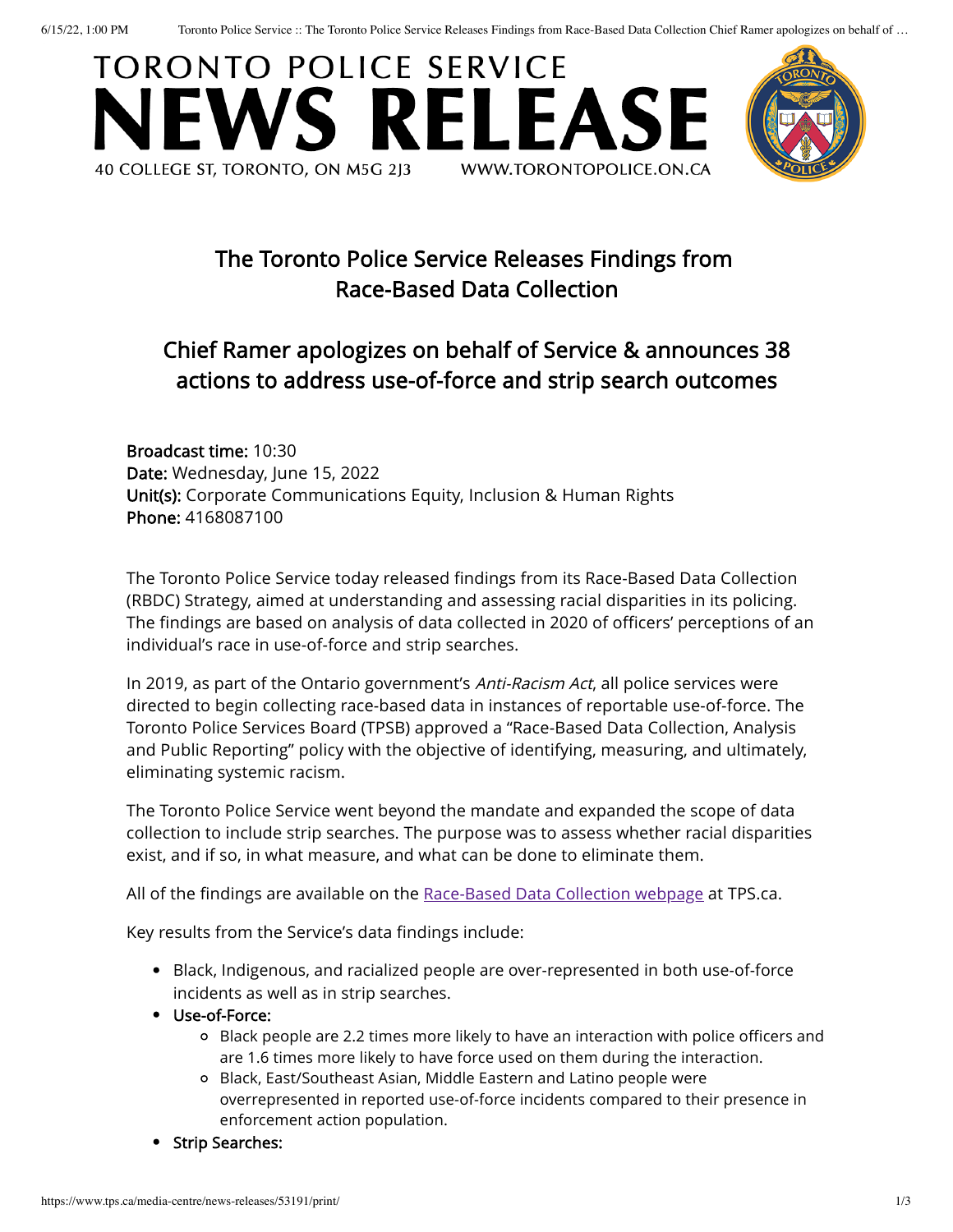# TORONTO POLICE SERVICE NEWS RELEASE

40 COLLEGE ST, TORONTO, ON M5G 2J3 WWW.TORONTOPOLICE.ON.CA

## The Toronto Police Service Releases Findings from Race-Based Data Collection

## Chief Ramer apologizes on behalf of Service & announces 38 actions to address use-of-force and strip search outcomes

**Broadcast time:** 10:30
**Date:** Wednesday, June 15, 2022
**Unit(s):** Corporate Communications Equity, Inclusion & Human Rights
**Phone:** 4168087100

The Toronto Police Service today released findings from its Race-Based Data Collection (RBDC) Strategy, aimed at understanding and assessing racial disparities in its policing. The findings are based on analysis of data collected in 2020 of officers' perceptions of an individual's race in use-of-force and strip searches.

In 2019, as part of the Ontario government's *Anti-Racism Act*, all police services were directed to begin collecting race-based data in instances of reportable use-of-force. The Toronto Police Services Board (TPSB) approved a "Race-Based Data Collection, Analysis and Public Reporting" policy with the objective of identifying, measuring, and ultimately, eliminating systemic racism.

The Toronto Police Service went beyond the mandate and expanded the scope of data collection to include strip searches. The purpose was to assess whether racial disparities exist, and if so, in what measure, and what can be done to eliminate them.

All of the findings are available on the Race-Based Data Collection webpage at TPS.ca.

Key results from the Service's data findings include:

- Black, Indigenous, and racialized people are over-represented in both use-of-force incidents as well as in strip searches.
- **Use-of-Force:**
  - Black people are 2.2 times more likely to have an interaction with police officers and are 1.6 times more likely to have force used on them during the interaction.
  - Black, East/Southeast Asian, Middle Eastern and Latino people were overrepresented in reported use-of-force incidents compared to their presence in enforcement action population.
- **Strip Searches:**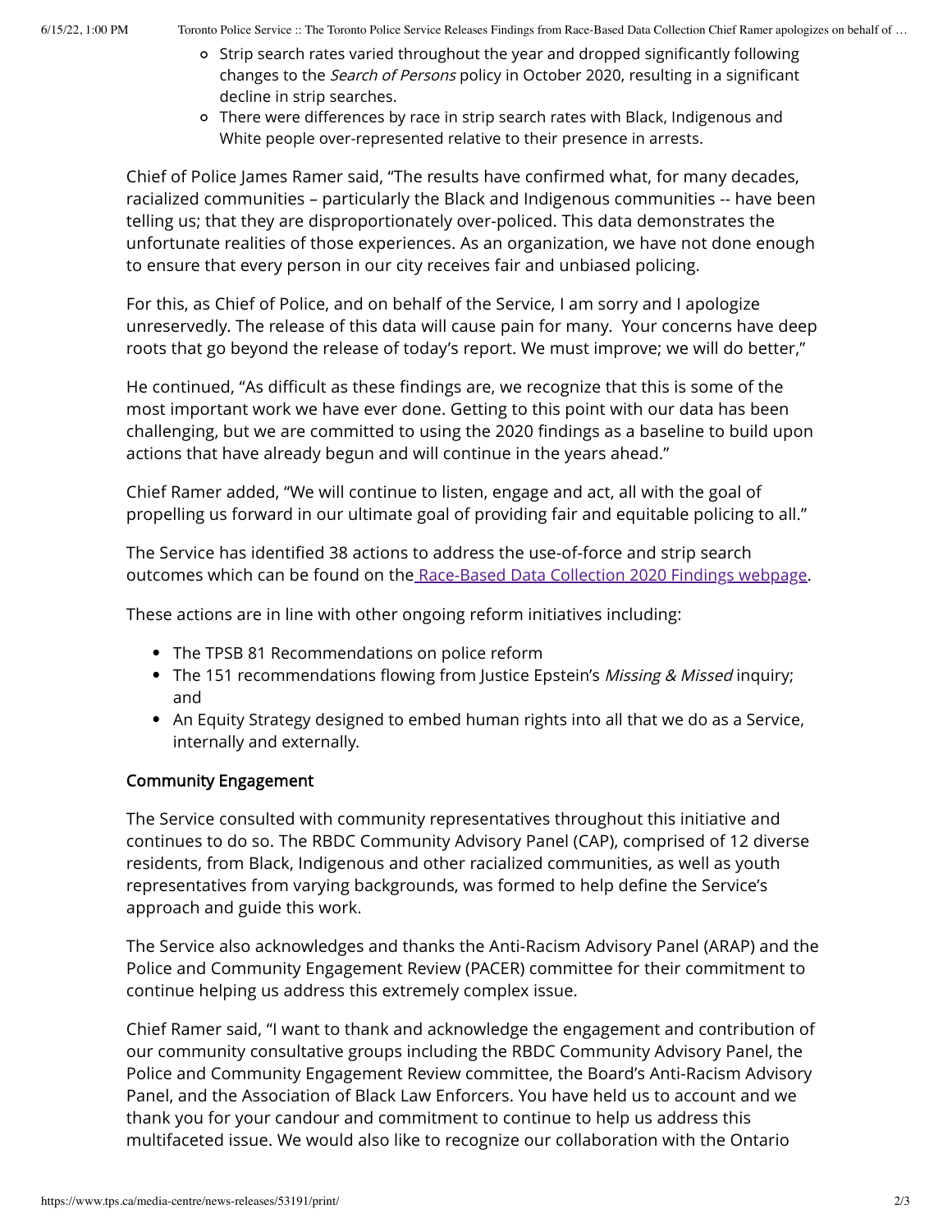- Strip search rates varied throughout the year and dropped significantly following changes to the *Search of Persons* policy in October 2020, resulting in a significant decline in strip searches.
   - There were differences by race in strip search rates with Black, Indigenous and White people over-represented relative to their presence in arrests.

Chief of Police James Ramer said, "The results have confirmed what, for many decades, racialized communities – particularly the Black and Indigenous communities -- have been telling us; that they are disproportionately over-policed. This data demonstrates the unfortunate realities of those experiences. As an organization, we have not done enough to ensure that every person in our city receives fair and unbiased policing.

For this, as Chief of Police, and on behalf of the Service, I am sorry and I apologize unreservedly. The release of this data will cause pain for many. Your concerns have deep roots that go beyond the release of today's report. We must improve; we will do better,"

He continued, "As difficult as these findings are, we recognize that this is some of the most important work we have ever done. Getting to this point with our data has been challenging, but we are committed to using the 2020 findings as a baseline to build upon actions that have already begun and will continue in the years ahead."

Chief Ramer added, "We will continue to listen, engage and act, all with the goal of propelling us forward in our ultimate goal of providing fair and equitable policing to all."

The Service has identified 38 actions to address the use-of-force and strip search outcomes which can be found on the Race-Based Data Collection 2020 Findings webpage.

These actions are in line with other ongoing reform initiatives including:

- The TPSB 81 Recommendations on police reform
- The 151 recommendations flowing from Justice Epstein's *Missing & Missed* inquiry; and
- An Equity Strategy designed to embed human rights into all that we do as a Service, internally and externally.

### Community Engagement

The Service consulted with community representatives throughout this initiative and continues to do so. The RBDC Community Advisory Panel (CAP), comprised of 12 diverse residents, from Black, Indigenous and other racialized communities, as well as youth representatives from varying backgrounds, was formed to help define the Service's approach and guide this work.

The Service also acknowledges and thanks the Anti-Racism Advisory Panel (ARAP) and the Police and Community Engagement Review (PACER) committee for their commitment to continue helping us address this extremely complex issue.

Chief Ramer said, "I want to thank and acknowledge the engagement and contribution of our community consultative groups including the RBDC Community Advisory Panel, the Police and Community Engagement Review committee, the Board's Anti-Racism Advisory Panel, and the Association of Black Law Enforcers. You have held us to account and we thank you for your candour and commitment to continue to help us address this multifaceted issue. We would also like to recognize our collaboration with the Ontario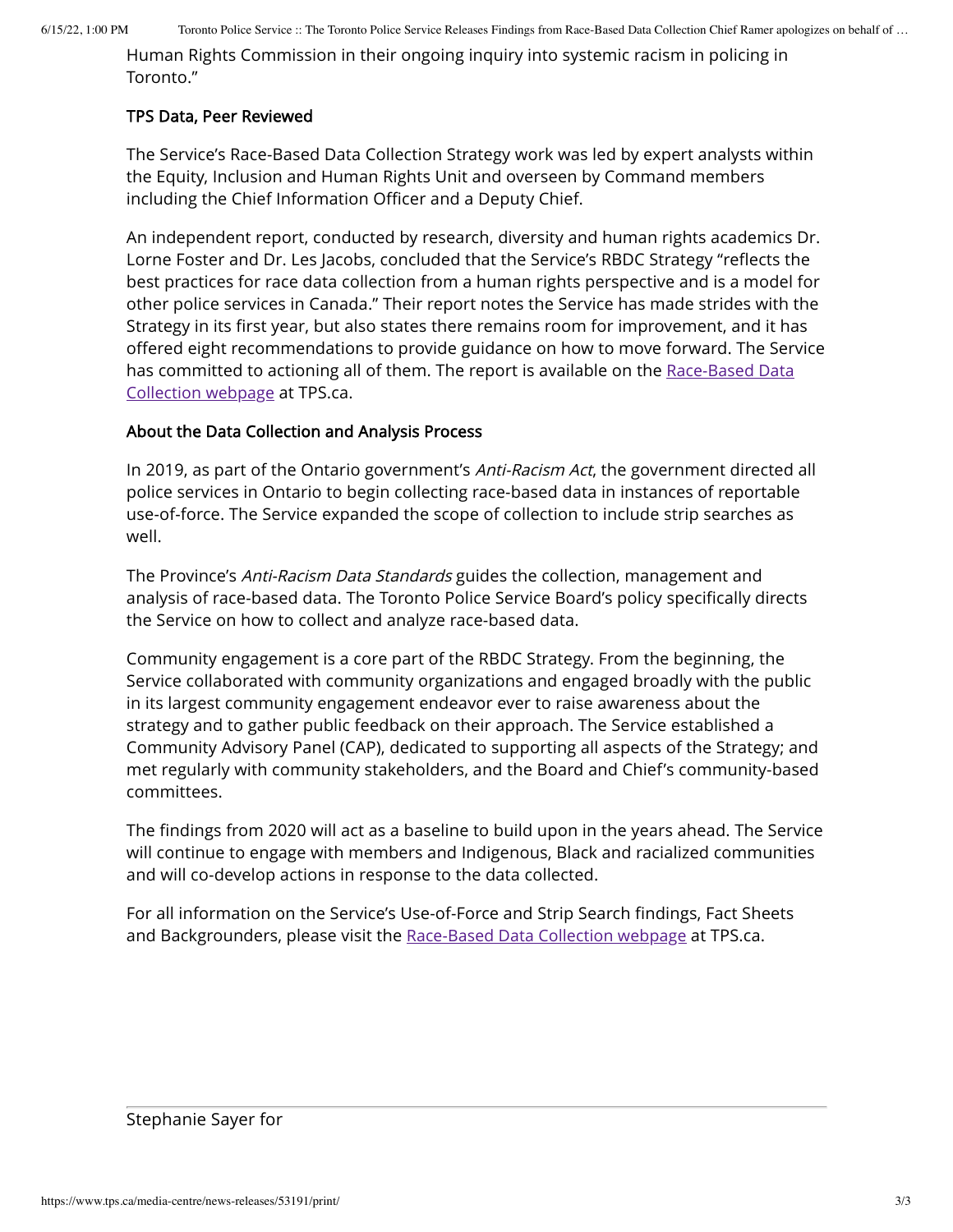Human Rights Commission in their ongoing inquiry into systemic racism in policing in Toronto."

### TPS Data, Peer Reviewed

The Service's Race-Based Data Collection Strategy work was led by expert analysts within the Equity, Inclusion and Human Rights Unit and overseen by Command members including the Chief Information Officer and a Deputy Chief.

An independent report, conducted by research, diversity and human rights academics Dr. Lorne Foster and Dr. Les Jacobs, concluded that the Service's RBDC Strategy "reflects the best practices for race data collection from a human rights perspective and is a model for other police services in Canada." Their report notes the Service has made strides with the Strategy in its first year, but also states there remains room for improvement, and it has offered eight recommendations to provide guidance on how to move forward. The Service has committed to actioning all of them. The report is available on the Race-Based Data Collection webpage at TPS.ca.

### About the Data Collection and Analysis Process

In 2019, as part of the Ontario government's *Anti-Racism Act*, the government directed all police services in Ontario to begin collecting race-based data in instances of reportable use-of-force. The Service expanded the scope of collection to include strip searches as well.

The Province's *Anti-Racism Data Standards* guides the collection, management and analysis of race-based data. The Toronto Police Service Board's policy specifically directs the Service on how to collect and analyze race-based data.

Community engagement is a core part of the RBDC Strategy. From the beginning, the Service collaborated with community organizations and engaged broadly with the public in its largest community engagement endeavor ever to raise awareness about the strategy and to gather public feedback on their approach. The Service established a Community Advisory Panel (CAP), dedicated to supporting all aspects of the Strategy; and met regularly with community stakeholders, and the Board and Chief's community-based committees.

The findings from 2020 will act as a baseline to build upon in the years ahead. The Service will continue to engage with members and Indigenous, Black and racialized communities and will co-develop actions in response to the data collected.

For all information on the Service's Use-of-Force and Strip Search findings, Fact Sheets and Backgrounders, please visit the Race-Based Data Collection webpage at TPS.ca.

---

Stephanie Sayer for